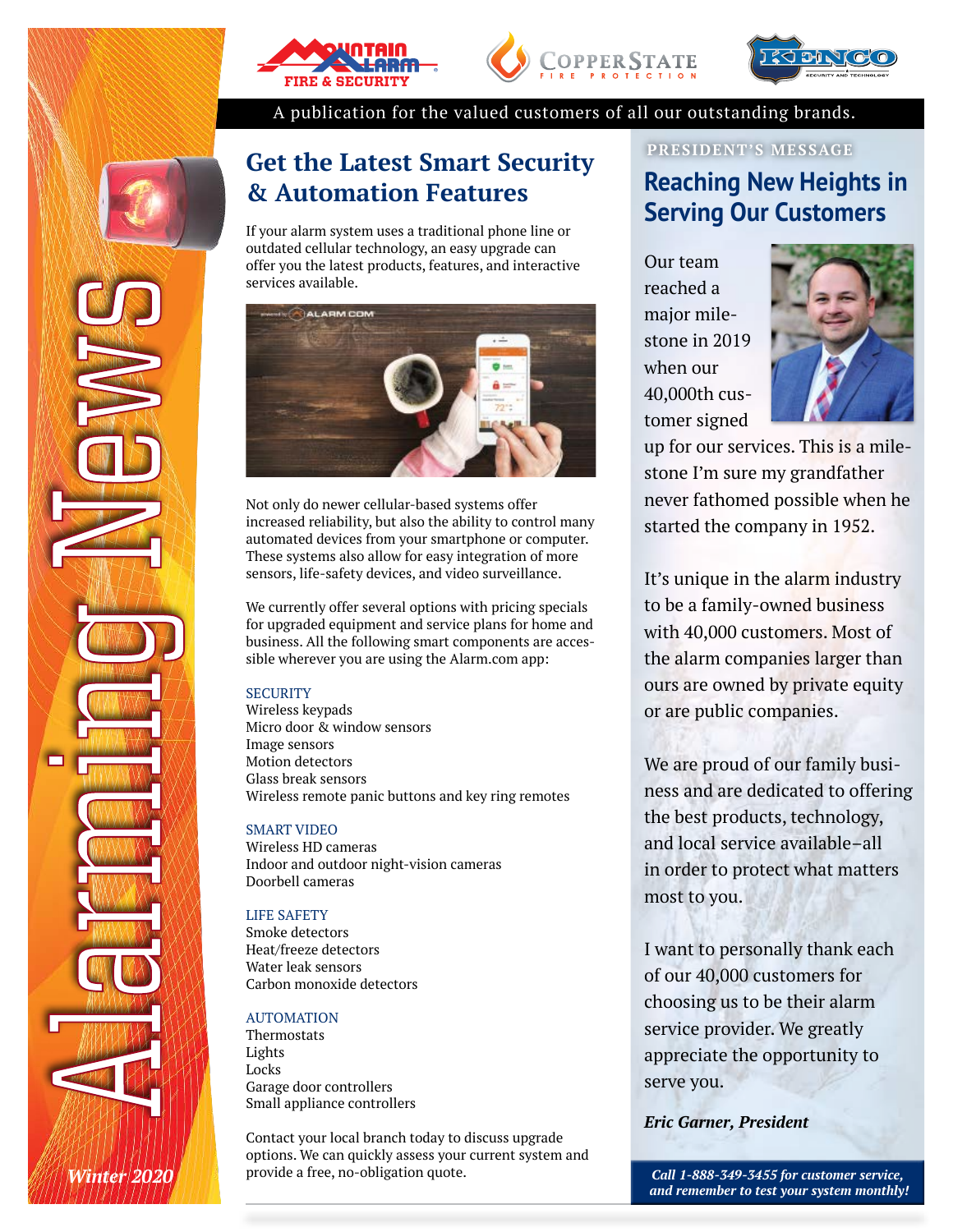# Alarming News

*Winter 2020*

A publication for the valued customers of all our outstanding brands.

## Get the Latest Smart Security & Automation Features

If your alarm system uses a traditional phone line or outdated cellular technology, an easy upgrade can offer you the latest products, features, and interactive services available.

Not only do newer cellular-based systems offer increased reliability, but also the ability to control many automated devices from your smartphone or computer. These systems also allow for easy integration of more sensors, life-safety devices, and video surveillance.

We currently offer several options with pricing specials for upgraded equipment and service plans for home and business. All the following smart components are accessible wherever you are using the Alarm.com app:

SECURITY
- Wireless keypads
- Micro door & window sensors
- Image sensors
- Motion detectors
- Glass break sensors
- Wireless remote panic buttons and key ring remotes

SMART VIDEO
- Wireless HD cameras
- Indoor and outdoor night-vision cameras
- Doorbell cameras

LIFE SAFETY
- Smoke detectors
- Heat/freeze detectors
- Water leak sensors
- Carbon monoxide detectors

AUTOMATION
- Thermostats
- Lights
- Locks
- Garage door controllers
- Small appliance controllers

Contact your local branch today to discuss upgrade options. We can quickly assess your current system and provide a free, no-obligation quote.

PRESIDENT'S MESSAGE

## Reaching New Heights in Serving Our Customers

Our team reached a major milestone in 2019 when our 40,000th customer signed up for our services. This is a milestone I'm sure my grandfather never fathomed possible when he started the company in 1952.

It's unique in the alarm industry to be a family-owned business with 40,000 customers. Most of the alarm companies larger than ours are owned by private equity or are public companies.

We are proud of our family business and are dedicated to offering the best products, technology, and local service available–all in order to protect what matters most to you.

I want to personally thank each of our 40,000 customers for choosing us to be their alarm service provider. We greatly appreciate the opportunity to serve you.

***Eric Garner, President***

***Call 1-888-349-3455 for customer service, and remember to test your system monthly!***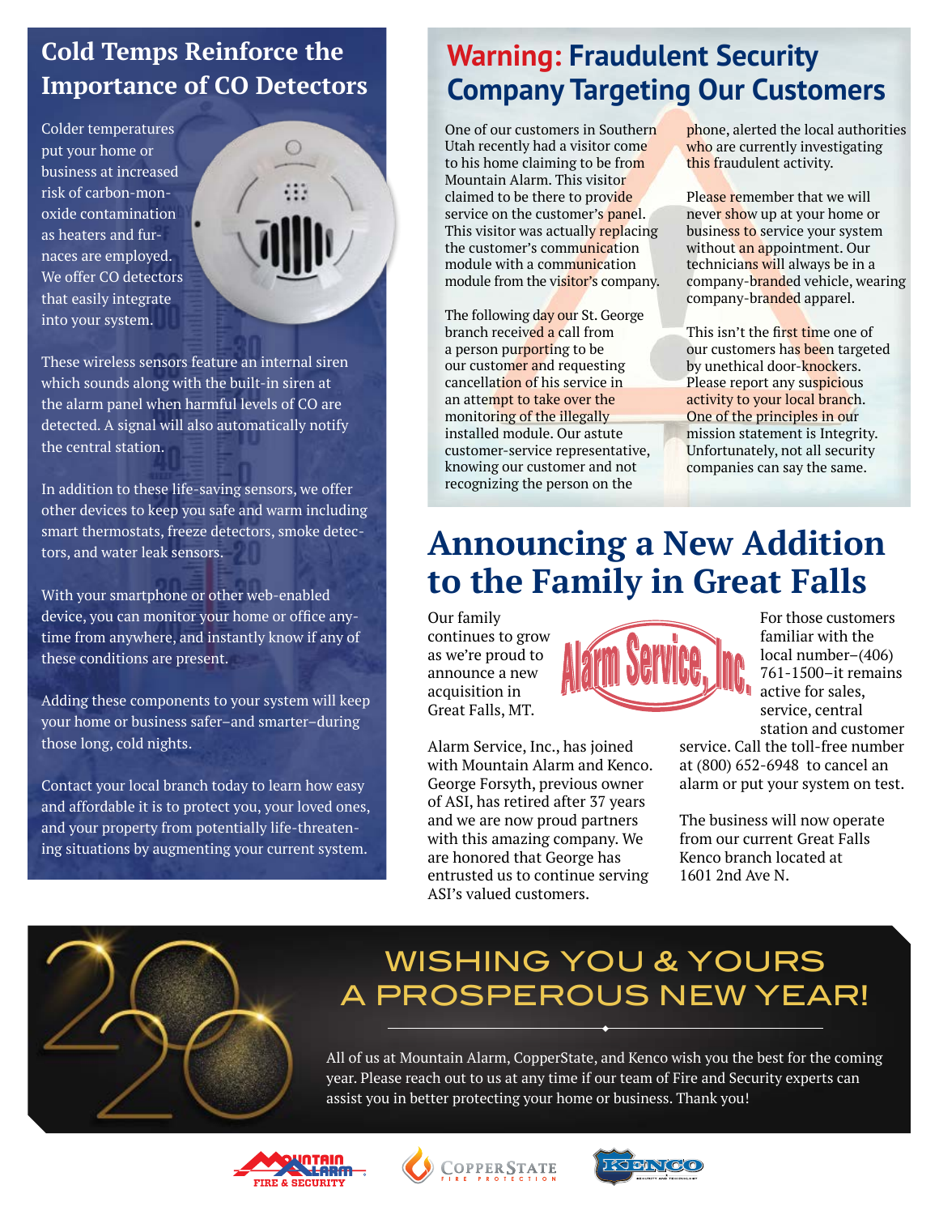## Cold Temps Reinforce the Importance of CO Detectors

Colder temperatures put your home or business at increased risk of carbon-monoxide contamination as heaters and furnaces are employed. We offer CO detectors that easily integrate into your system.

These wireless sensors feature an internal siren which sounds along with the built-in siren at the alarm panel when harmful levels of CO are detected. A signal will also automatically notify the central station.

In addition to these life-saving sensors, we offer other devices to keep you safe and warm including smart thermostats, freeze detectors, smoke detectors, and water leak sensors.

With your smartphone or other web-enabled device, you can monitor your home or office anytime from anywhere, and instantly know if any of these conditions are present.

Adding these components to your system will keep your home or business safer–and smarter–during those long, cold nights.

Contact your local branch today to learn how easy and affordable it is to protect you, your loved ones, and your property from potentially life-threatening situations by augmenting your current system.

## Warning: Fraudulent Security Company Targeting Our Customers

One of our customers in Southern Utah recently had a visitor come to his home claiming to be from Mountain Alarm. This visitor claimed to be there to provide service on the customer's panel. This visitor was actually replacing the customer's communication module with a communication module from the visitor's company.

The following day our St. George branch received a call from a person purporting to be our customer and requesting cancellation of his service in an attempt to take over the monitoring of the illegally installed module. Our astute customer-service representative, knowing our customer and not recognizing the person on the phone, alerted the local authorities who are currently investigating this fraudulent activity.

Please remember that we will never show up at your home or business to service your system without an appointment. Our technicians will always be in a company-branded vehicle, wearing company-branded apparel.

This isn't the first time one of our customers has been targeted by unethical door-knockers. Please report any suspicious activity to your local branch. One of the principles in our mission statement is Integrity. Unfortunately, not all security companies can say the same.

## Announcing a New Addition to the Family in Great Falls

Alarm Service, Inc.

Our family continues to grow as we're proud to announce a new acquisition in Great Falls, MT.

Alarm Service, Inc., has joined with Mountain Alarm and Kenco. George Forsyth, previous owner of ASI, has retired after 37 years and we are now proud partners with this amazing company. We are honored that George has entrusted us to continue serving ASI's valued customers.

For those customers familiar with the local number–(406) 761-1500–it remains active for sales, service, central station and customer service. Call the toll-free number at (800) 652-6948 to cancel an alarm or put your system on test.

The business will now operate from our current Great Falls Kenco branch located at 1601 2nd Ave N.

## WISHING YOU & YOURS A PROSPEROUS NEW YEAR!

2020

All of us at Mountain Alarm, CopperState, and Kenco wish you the best for the coming year. Please reach out to us at any time if our team of Fire and Security experts can assist you in better protecting your home or business. Thank you!

Mountain Alarm Fire & Security | CopperState Fire Protection | Kenco Security and Technology